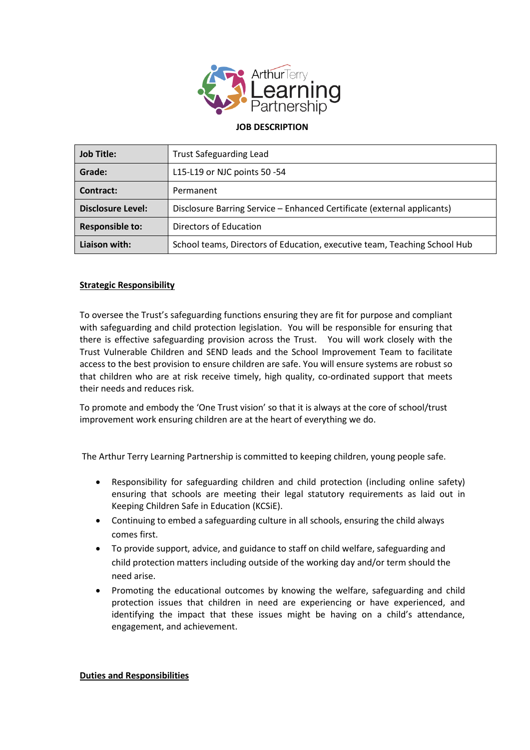Arthur Terry Learning Partnership

**JOB DESCRIPTION**

| **Job Title:** | Trust Safeguarding Lead |
|---|---|
| **Grade:** | L15-L19 or NJC points 50 -54 |
| **Contract:** | Permanent |
| **Disclosure Level:** | Disclosure Barring Service – Enhanced Certificate (external applicants) |
| **Responsible to:** | Directors of Education |
| **Liaison with:** | School teams, Directors of Education, executive team, Teaching School Hub |

**Strategic Responsibility**

To oversee the Trust's safeguarding functions ensuring they are fit for purpose and compliant with safeguarding and child protection legislation. You will be responsible for ensuring that there is effective safeguarding provision across the Trust. You will work closely with the Trust Vulnerable Children and SEND leads and the School Improvement Team to facilitate access to the best provision to ensure children are safe. You will ensure systems are robust so that children who are at risk receive timely, high quality, co-ordinated support that meets their needs and reduces risk.

To promote and embody the 'One Trust vision' so that it is always at the core of school/trust improvement work ensuring children are at the heart of everything we do.

The Arthur Terry Learning Partnership is committed to keeping children, young people safe.

- Responsibility for safeguarding children and child protection (including online safety) ensuring that schools are meeting their legal statutory requirements as laid out in Keeping Children Safe in Education (KCSiE).
- Continuing to embed a safeguarding culture in all schools, ensuring the child always comes first.
- To provide support, advice, and guidance to staff on child welfare, safeguarding and child protection matters including outside of the working day and/or term should the need arise.
- Promoting the educational outcomes by knowing the welfare, safeguarding and child protection issues that children in need are experiencing or have experienced, and identifying the impact that these issues might be having on a child's attendance, engagement, and achievement.

**Duties and Responsibilities**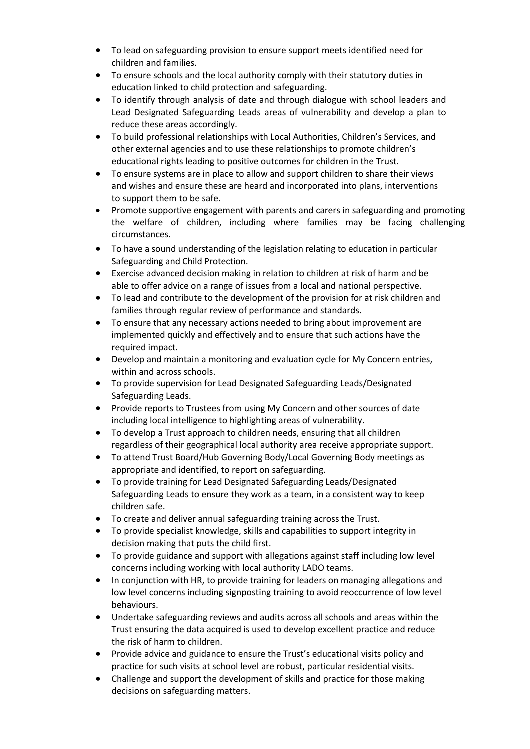- To lead on safeguarding provision to ensure support meets identified need for children and families.
- To ensure schools and the local authority comply with their statutory duties in education linked to child protection and safeguarding.
- To identify through analysis of date and through dialogue with school leaders and Lead Designated Safeguarding Leads areas of vulnerability and develop a plan to reduce these areas accordingly.
- To build professional relationships with Local Authorities, Children's Services, and other external agencies and to use these relationships to promote children's educational rights leading to positive outcomes for children in the Trust.
- To ensure systems are in place to allow and support children to share their views and wishes and ensure these are heard and incorporated into plans, interventions to support them to be safe.
- Promote supportive engagement with parents and carers in safeguarding and promoting the welfare of children, including where families may be facing challenging circumstances.
- To have a sound understanding of the legislation relating to education in particular Safeguarding and Child Protection.
- Exercise advanced decision making in relation to children at risk of harm and be able to offer advice on a range of issues from a local and national perspective.
- To lead and contribute to the development of the provision for at risk children and families through regular review of performance and standards.
- To ensure that any necessary actions needed to bring about improvement are implemented quickly and effectively and to ensure that such actions have the required impact.
- Develop and maintain a monitoring and evaluation cycle for My Concern entries, within and across schools.
- To provide supervision for Lead Designated Safeguarding Leads/Designated Safeguarding Leads.
- Provide reports to Trustees from using My Concern and other sources of date including local intelligence to highlighting areas of vulnerability.
- To develop a Trust approach to children needs, ensuring that all children regardless of their geographical local authority area receive appropriate support.
- To attend Trust Board/Hub Governing Body/Local Governing Body meetings as appropriate and identified, to report on safeguarding.
- To provide training for Lead Designated Safeguarding Leads/Designated Safeguarding Leads to ensure they work as a team, in a consistent way to keep children safe.
- To create and deliver annual safeguarding training across the Trust.
- To provide specialist knowledge, skills and capabilities to support integrity in decision making that puts the child first.
- To provide guidance and support with allegations against staff including low level concerns including working with local authority LADO teams.
- In conjunction with HR, to provide training for leaders on managing allegations and low level concerns including signposting training to avoid reoccurrence of low level behaviours.
- Undertake safeguarding reviews and audits across all schools and areas within the Trust ensuring the data acquired is used to develop excellent practice and reduce the risk of harm to children.
- Provide advice and guidance to ensure the Trust's educational visits policy and practice for such visits at school level are robust, particular residential visits.
- Challenge and support the development of skills and practice for those making decisions on safeguarding matters.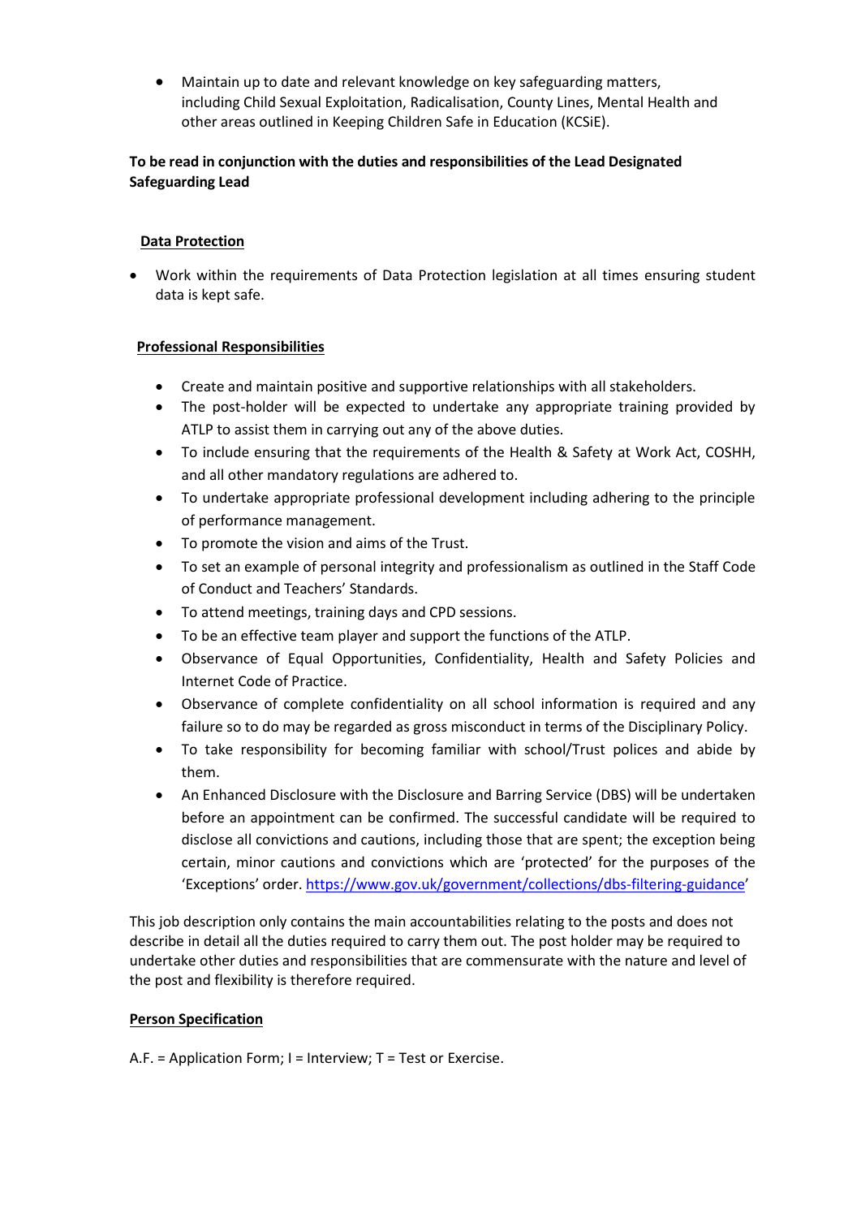- Maintain up to date and relevant knowledge on key safeguarding matters, including Child Sexual Exploitation, Radicalisation, County Lines, Mental Health and other areas outlined in Keeping Children Safe in Education (KCSiE).

**To be read in conjunction with the duties and responsibilities of the Lead Designated Safeguarding Lead**

**Data Protection**

- Work within the requirements of Data Protection legislation at all times ensuring student data is kept safe.

**Professional Responsibilities**

- Create and maintain positive and supportive relationships with all stakeholders.
- The post-holder will be expected to undertake any appropriate training provided by ATLP to assist them in carrying out any of the above duties.
- To include ensuring that the requirements of the Health & Safety at Work Act, COSHH, and all other mandatory regulations are adhered to.
- To undertake appropriate professional development including adhering to the principle of performance management.
- To promote the vision and aims of the Trust.
- To set an example of personal integrity and professionalism as outlined in the Staff Code of Conduct and Teachers' Standards.
- To attend meetings, training days and CPD sessions.
- To be an effective team player and support the functions of the ATLP.
- Observance of Equal Opportunities, Confidentiality, Health and Safety Policies and Internet Code of Practice.
- Observance of complete confidentiality on all school information is required and any failure so to do may be regarded as gross misconduct in terms of the Disciplinary Policy.
- To take responsibility for becoming familiar with school/Trust polices and abide by them.
- An Enhanced Disclosure with the Disclosure and Barring Service (DBS) will be undertaken before an appointment can be confirmed. The successful candidate will be required to disclose all convictions and cautions, including those that are spent; the exception being certain, minor cautions and convictions which are 'protected' for the purposes of the 'Exceptions' order. https://www.gov.uk/government/collections/dbs-filtering-guidance'

This job description only contains the main accountabilities relating to the posts and does not describe in detail all the duties required to carry them out. The post holder may be required to undertake other duties and responsibilities that are commensurate with the nature and level of the post and flexibility is therefore required.

**Person Specification**

A.F. = Application Form; I = Interview; T = Test or Exercise.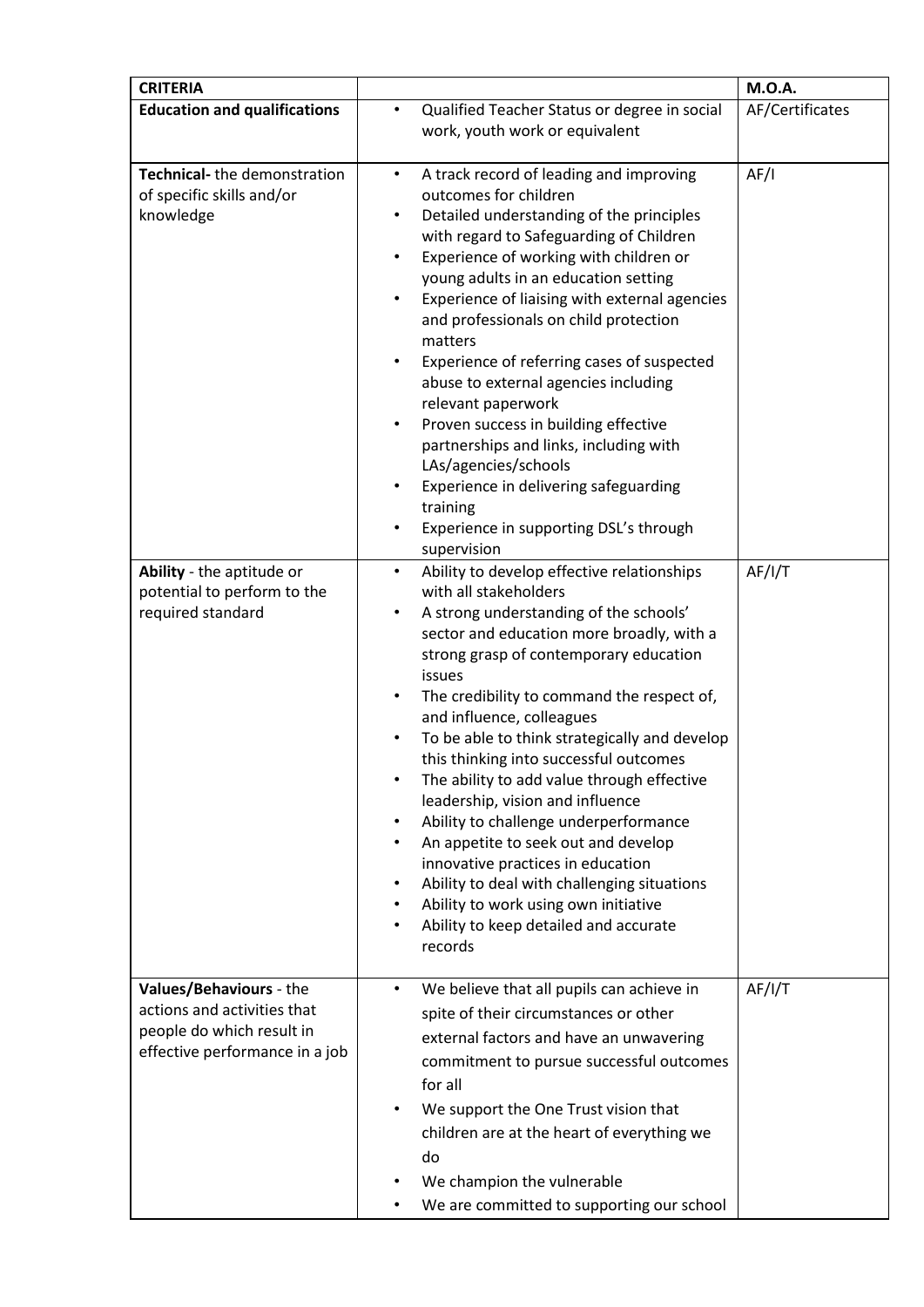| **CRITERIA** | | **M.O.A.** |
|---|---|---|
| **Education and qualifications** | • Qualified Teacher Status or degree in social work, youth work or equivalent | AF/Certificates |
| **Technical-** the demonstration of specific skills and/or knowledge | • A track record of leading and improving outcomes for children<br>• Detailed understanding of the principles with regard to Safeguarding of Children<br>• Experience of working with children or young adults in an education setting<br>• Experience of liaising with external agencies and professionals on child protection matters<br>• Experience of referring cases of suspected abuse to external agencies including relevant paperwork<br>• Proven success in building effective partnerships and links, including with LAs/agencies/schools<br>• Experience in delivering safeguarding training<br>• Experience in supporting DSL's through supervision | AF/I |
| **Ability** - the aptitude or potential to perform to the required standard | • Ability to develop effective relationships with all stakeholders<br>• A strong understanding of the schools' sector and education more broadly, with a strong grasp of contemporary education issues<br>• The credibility to command the respect of, and influence, colleagues<br>• To be able to think strategically and develop this thinking into successful outcomes<br>• The ability to add value through effective leadership, vision and influence<br>• Ability to challenge underperformance<br>• An appetite to seek out and develop innovative practices in education<br>• Ability to deal with challenging situations<br>• Ability to work using own initiative<br>• Ability to keep detailed and accurate records | AF/I/T |
| **Values/Behaviours** - the actions and activities that people do which result in effective performance in a job | • We believe that all pupils can achieve in spite of their circumstances or other external factors and have an unwavering commitment to pursue successful outcomes for all<br>• We support the One Trust vision that children are at the heart of everything we do<br>• We champion the vulnerable<br>• We are committed to supporting our school | AF/I/T |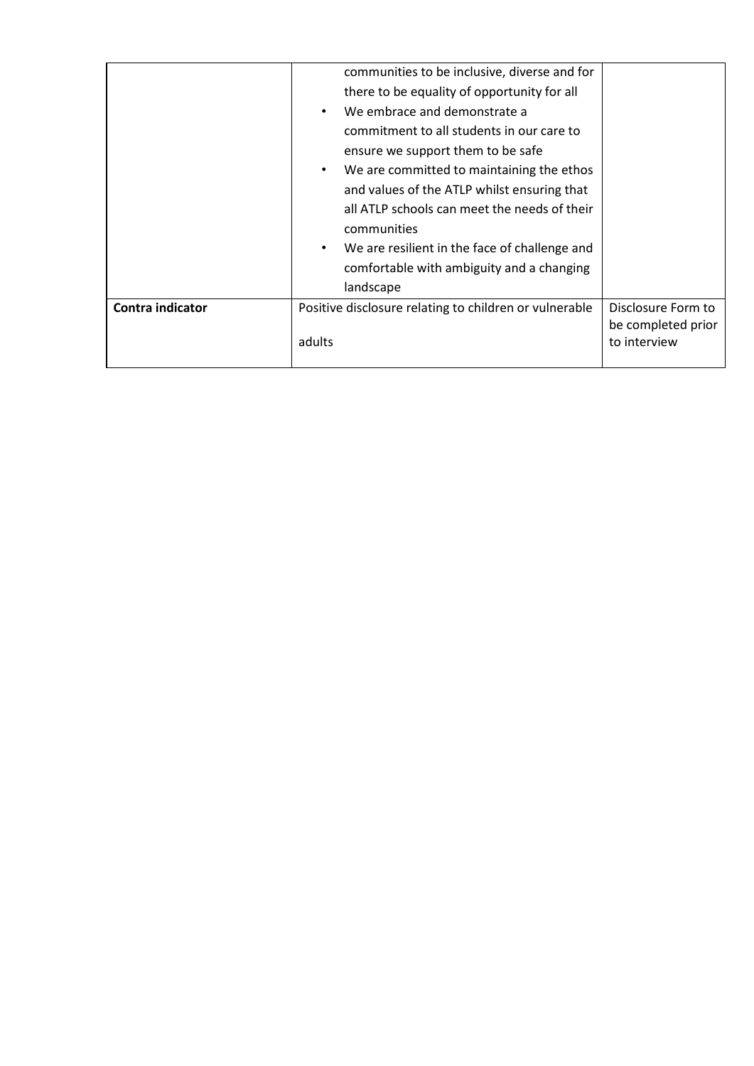| | | |
|---|---|---|
| | communities to be inclusive, diverse and for there to be equality of opportunity for all<br>• We embrace and demonstrate a commitment to all students in our care to ensure we support them to be safe<br>• We are committed to maintaining the ethos and values of the ATLP whilst ensuring that all ATLP schools can meet the needs of their communities<br>• We are resilient in the face of challenge and comfortable with ambiguity and a changing landscape | |
| **Contra indicator** | Positive disclosure relating to children or vulnerable adults | Disclosure Form to be completed prior to interview |